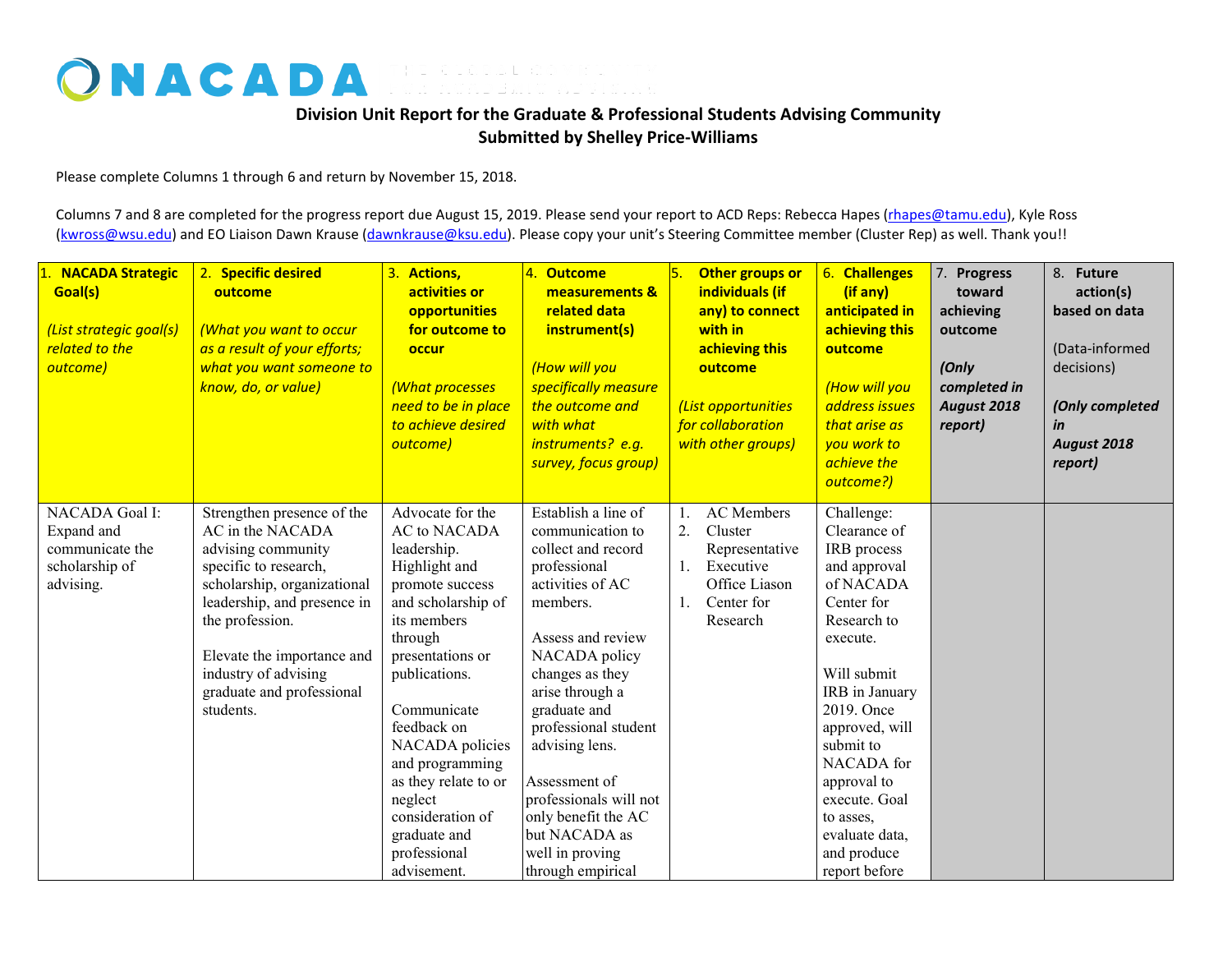# NACADA

**Division Unit Report for the Graduate & Professional Students Advising Community**
**Submitted by Shelley Price-Williams**

Please complete Columns 1 through 6 and return by November 15, 2018.

Columns 7 and 8 are completed for the progress report due August 15, 2019. Please send your report to ACD Reps: Rebecca Hapes (rhapes@tamu.edu), Kyle Ross (kwross@wsu.edu) and EO Liaison Dawn Krause (dawnkrause@ksu.edu). Please copy your unit's Steering Committee member (Cluster Rep) as well. Thank you!!

| 1. **NACADA Strategic Goal(s)** *(List strategic goal(s) related to the outcome)* | 2. **Specific desired outcome** *(What you want to occur as a result of your efforts; what you want someone to know, do, or value)* | 3. **Actions, activities or opportunities for outcome to occur** *(What processes need to be in place to achieve desired outcome)* | 4. **Outcome measurements & related data instrument(s)** *(How will you specifically measure the outcome and with what instruments? e.g. survey, focus group)* | 5. **Other groups or individuals (if any) to connect with in achieving this outcome** *(List opportunities for collaboration with other groups)* | 6. **Challenges (if any) anticipated in achieving this outcome** *(How will you address issues that arise as you work to achieve the outcome?)* | 7. **Progress toward achieving outcome** ***(Only completed in August 2018 report)*** | 8. **Future action(s) based on data** (Data-informed decisions) ***(Only completed in August 2018 report)*** |
|---|---|---|---|---|---|---|---|
| NACADA Goal I: Expand and communicate the scholarship of advising. | Strengthen presence of the AC in the NACADA advising community specific to research, scholarship, organizational leadership, and presence in the profession.<br><br>Elevate the importance and industry of advising graduate and professional students. | Advocate for the AC to NACADA leadership. Highlight and promote success and scholarship of its members through presentations or publications.<br><br>Communicate feedback on NACADA policies and programming as they relate to or neglect consideration of graduate and professional advisement. | Establish a line of communication to collect and record professional activities of AC members.<br><br>Assess and review NACADA policy changes as they arise through a graduate and professional student advising lens.<br><br>Assessment of professionals will not only benefit the AC but NACADA as well in proving through empirical | 1. AC Members<br>2. Cluster Representative<br>1. Executive Office Liason<br>1. Center for Research | Challenge: Clearance of IRB process and approval of NACADA Center for Research to execute.<br><br>Will submit IRB in January 2019. Once approved, will submit to NACADA for approval to execute. Goal to asses, evaluate data, and produce report before | | |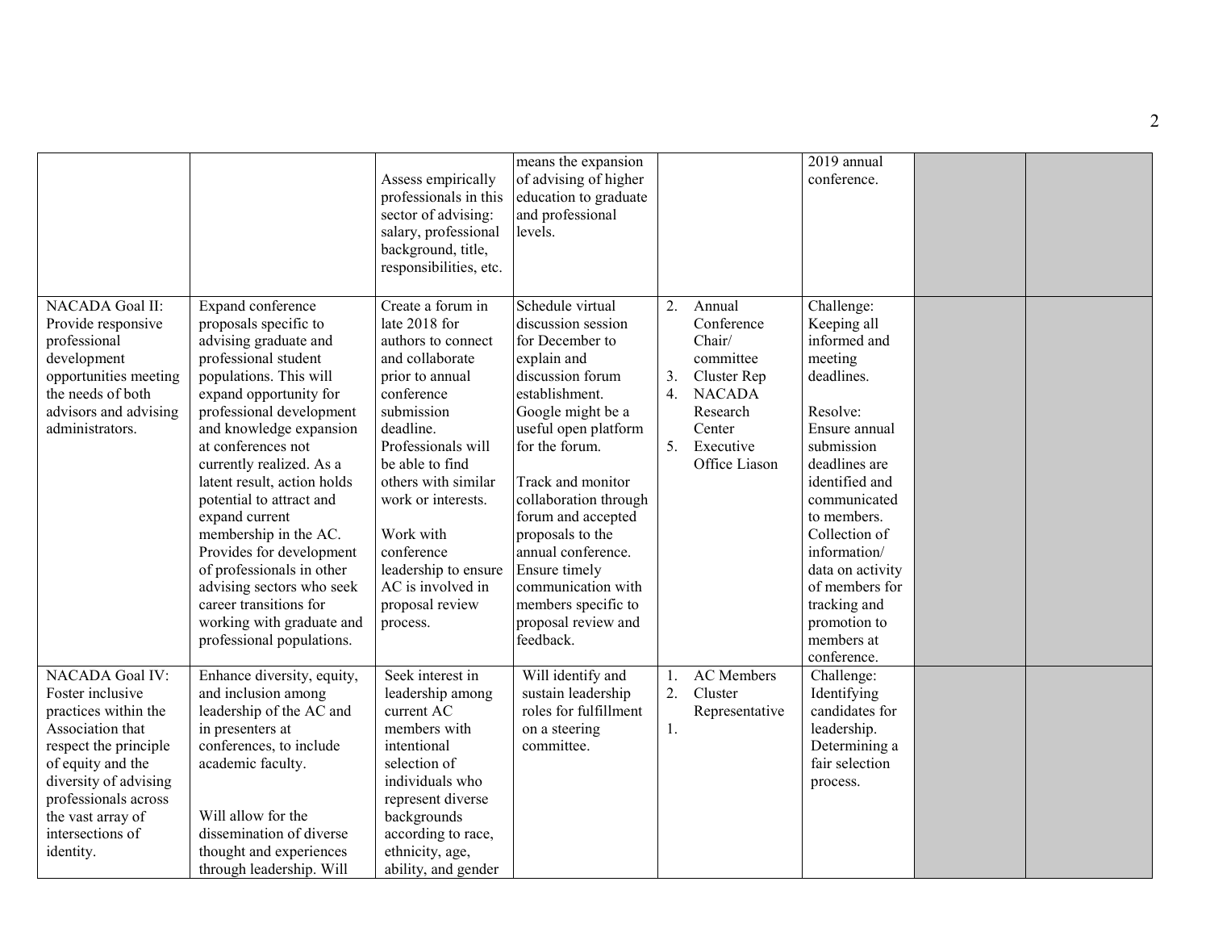| | | | | | | | |
|---|---|---|---|---|---|---|---|
| | | Assess empirically professionals in this sector of advising: salary, professional background, title, responsibilities, etc. | means the expansion of advising of higher education to graduate and professional levels. | | 2019 annual conference. | | |
| NACADA Goal II: Provide responsive professional development opportunities meeting the needs of both advisors and advising administrators. | Expand conference proposals specific to advising graduate and professional student populations. This will expand opportunity for professional development and knowledge expansion at conferences not currently realized. As a latent result, action holds potential to attract and expand current membership in the AC. Provides for development of professionals in other advising sectors who seek career transitions for working with graduate and professional populations. | Create a forum in late 2018 for authors to connect and collaborate prior to annual conference submission deadline. Professionals will be able to find others with similar work or interests.<br><br>Work with conference leadership to ensure AC is involved in proposal review process. | Schedule virtual discussion session for December to explain and discussion forum establishment. Google might be a useful open platform for the forum.<br><br>Track and monitor collaboration through forum and accepted proposals to the annual conference. Ensure timely communication with members specific to proposal review and feedback. | 2. Annual Conference Chair/ committee<br>3. Cluster Rep<br>4. NACADA Research Center<br>5. Executive Office Liason | Challenge: Keeping all informed and meeting deadlines.<br><br>Resolve: Ensure annual submission deadlines are identified and communicated to members. Collection of information/ data on activity of members for tracking and promotion to members at conference. | | |
| NACADA Goal IV: Foster inclusive practices within the Association that respect the principle of equity and the diversity of advising professionals across the vast array of intersections of identity. | Enhance diversity, equity, and inclusion among leadership of the AC and in presenters at conferences, to include academic faculty.<br><br>Will allow for the dissemination of diverse thought and experiences through leadership. Will | Seek interest in leadership among current AC members with intentional selection of individuals who represent diverse backgrounds according to race, ethnicity, age, ability, and gender | Will identify and sustain leadership roles for fulfillment on a steering committee. | 1. AC Members<br>2. Cluster Representative<br>1. | Challenge: Identifying candidates for leadership. Determining a fair selection process. | | |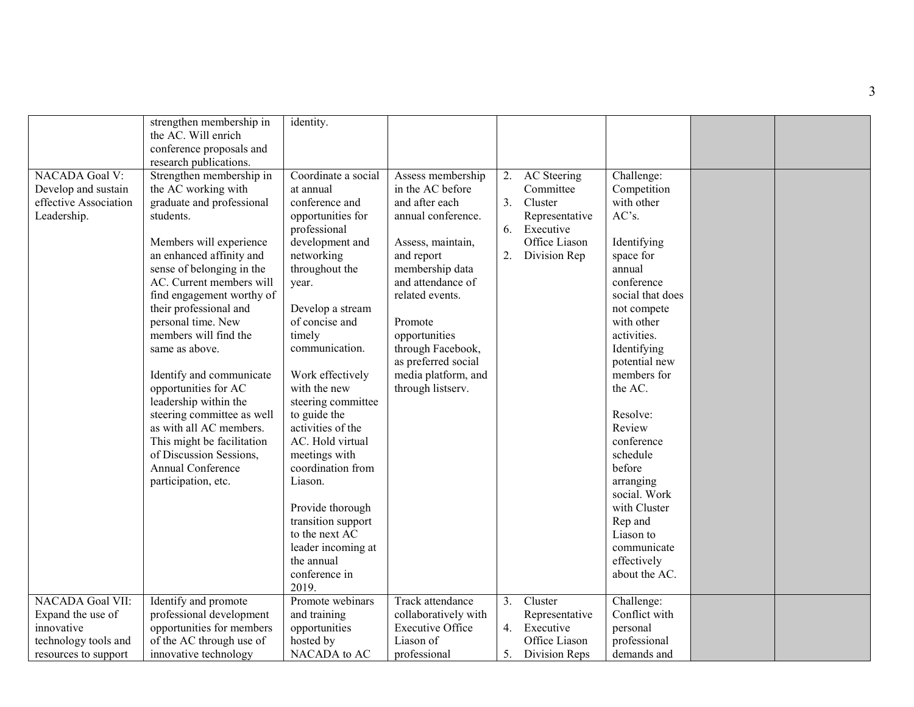| | | | | | | | |
|---|---|---|---|---|---|---|---|
| | strengthen membership in the AC. Will enrich conference proposals and research publications. | identity. | | | | | |
| NACADA Goal V: Develop and sustain effective Association Leadership. | Strengthen membership in the AC working with graduate and professional students.<br><br>Members will experience an enhanced affinity and sense of belonging in the AC. Current members will find engagement worthy of their professional and personal time. New members will find the same as above.<br><br>Identify and communicate opportunities for AC leadership within the steering committee as well as with all AC members. This might be facilitation of Discussion Sessions, Annual Conference participation, etc. | Coordinate a social at annual conference and opportunities for professional development and networking throughout the year.<br><br>Develop a stream of concise and timely communication.<br><br>Work effectively with the new steering committee to guide the activities of the AC. Hold virtual meetings with coordination from Liason.<br><br>Provide thorough transition support to the next AC leader incoming at the annual conference in 2019. | Assess membership in the AC before and after each annual conference.<br><br>Assess, maintain, and report membership data and attendance of related events.<br><br>Promote opportunities through Facebook, as preferred social media platform, and through listserv. | 2. AC Steering Committee<br>3. Cluster Representative<br>6. Executive Office Liason<br>2. Division Rep | Challenge: Competition with other AC's.<br><br>Identifying space for annual conference social that does not compete with other activities. Identifying potential new members for the AC.<br><br>Resolve: Review conference schedule before arranging social. Work with Cluster Rep and Liason to communicate effectively about the AC. | | |
| NACADA Goal VII: Expand the use of innovative technology tools and resources to support | Identify and promote professional development opportunities for members of the AC through use of innovative technology | Promote webinars and training opportunities hosted by NACADA to AC | Track attendance collaboratively with Executive Office Liason of professional | 3. Cluster Representative<br>4. Executive Office Liason<br>5. Division Reps | Challenge: Conflict with personal professional demands and | | |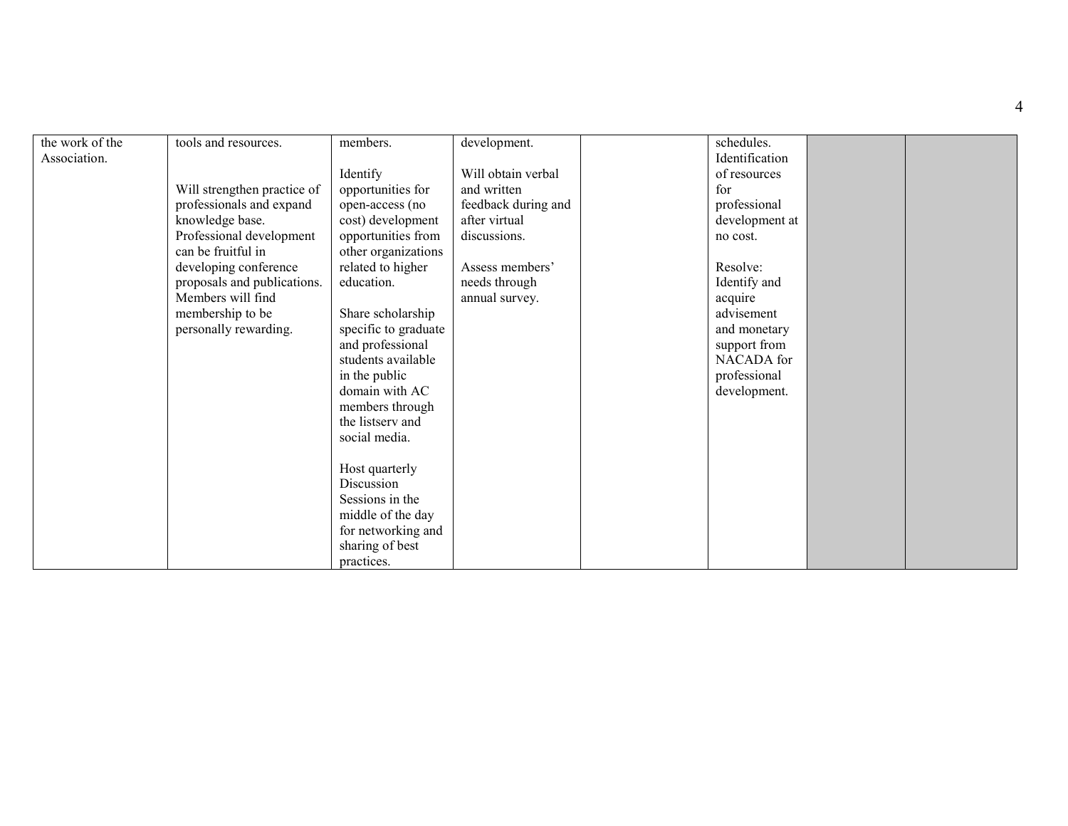| | | | | | | | |
|---|---|---|---|---|---|---|---|
| the work of the Association. | tools and resources.<br><br>Will strengthen practice of professionals and expand knowledge base. Professional development can be fruitful in developing conference proposals and publications. Members will find membership to be personally rewarding. | members.<br><br>Identify opportunities for open-access (no cost) development opportunities from other organizations related to higher education.<br><br>Share scholarship specific to graduate and professional students available in the public domain with AC members through the listserv and social media.<br><br>Host quarterly Discussion Sessions in the middle of the day for networking and sharing of best practices. | development.<br><br>Will obtain verbal and written feedback during and after virtual discussions.<br><br>Assess members' needs through annual survey. | | schedules. Identification of resources for professional development at no cost.<br><br>Resolve: Identify and acquire advisement and monetary support from NACADA for professional development. | | |